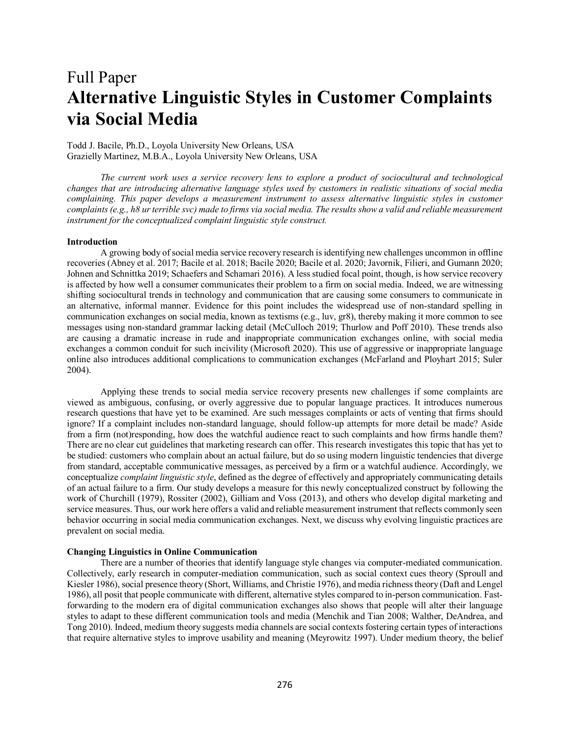Full Paper

# Alternative Linguistic Styles in Customer Complaints via Social Media

Todd J. Bacile, Ph.D., Loyola University New Orleans, USA
Grazielly Martinez, M.B.A., Loyola University New Orleans, USA

*The current work uses a service recovery lens to explore a product of sociocultural and technological changes that are introducing alternative language styles used by customers in realistic situations of social media complaining. This paper develops a measurement instrument to assess alternative linguistic styles in customer complaints (e.g., h8 ur terrible svc) made to firms via social media. The results show a valid and reliable measurement instrument for the conceptualized complaint linguistic style construct.*

## Introduction

A growing body of social media service recovery research is identifying new challenges uncommon in offline recoveries (Abney et al. 2017; Bacile et al. 2018; Bacile 2020; Bacile et al. 2020; Javornik, Filieri, and Gumann 2020; Johnen and Schnittka 2019; Schaefers and Schamari 2016). A less studied focal point, though, is how service recovery is affected by how well a consumer communicates their problem to a firm on social media. Indeed, we are witnessing shifting sociocultural trends in technology and communication that are causing some consumers to communicate in an alternative, informal manner. Evidence for this point includes the widespread use of non-standard spelling in communication exchanges on social media, known as textisms (e.g., luv, gr8), thereby making it more common to see messages using non-standard grammar lacking detail (McCulloch 2019; Thurlow and Poff 2010). These trends also are causing a dramatic increase in rude and inappropriate communication exchanges online, with social media exchanges a common conduit for such incivility (Microsoft 2020). This use of aggressive or inappropriate language online also introduces additional complications to communication exchanges (McFarland and Ployhart 2015; Suler 2004).

Applying these trends to social media service recovery presents new challenges if some complaints are viewed as ambiguous, confusing, or overly aggressive due to popular language practices. It introduces numerous research questions that have yet to be examined. Are such messages complaints or acts of venting that firms should ignore? If a complaint includes non-standard language, should follow-up attempts for more detail be made? Aside from a firm (not)responding, how does the watchful audience react to such complaints and how firms handle them? There are no clear cut guidelines that marketing research can offer. This research investigates this topic that has yet to be studied: customers who complain about an actual failure, but do so using modern linguistic tendencies that diverge from standard, acceptable communicative messages, as perceived by a firm or a watchful audience. Accordingly, we conceptualize *complaint linguistic style*, defined as the degree of effectively and appropriately communicating details of an actual failure to a firm. Our study develops a measure for this newly conceptualized construct by following the work of Churchill (1979), Rossiter (2002), Gilliam and Voss (2013), and others who develop digital marketing and service measures. Thus, our work here offers a valid and reliable measurement instrument that reflects commonly seen behavior occurring in social media communication exchanges. Next, we discuss why evolving linguistic practices are prevalent on social media.

## Changing Linguistics in Online Communication

There are a number of theories that identify language style changes via computer-mediated communication. Collectively, early research in computer-mediation communication, such as social context cues theory (Sproull and Kiesler 1986), social presence theory (Short, Williams, and Christie 1976), and media richness theory (Daft and Lengel 1986), all posit that people communicate with different, alternative styles compared to in-person communication. Fast-forwarding to the modern era of digital communication exchanges also shows that people will alter their language styles to adapt to these different communication tools and media (Menchik and Tian 2008; Walther, DeAndrea, and Tong 2010). Indeed, medium theory suggests media channels are social contexts fostering certain types of interactions that require alternative styles to improve usability and meaning (Meyrowitz 1997). Under medium theory, the belief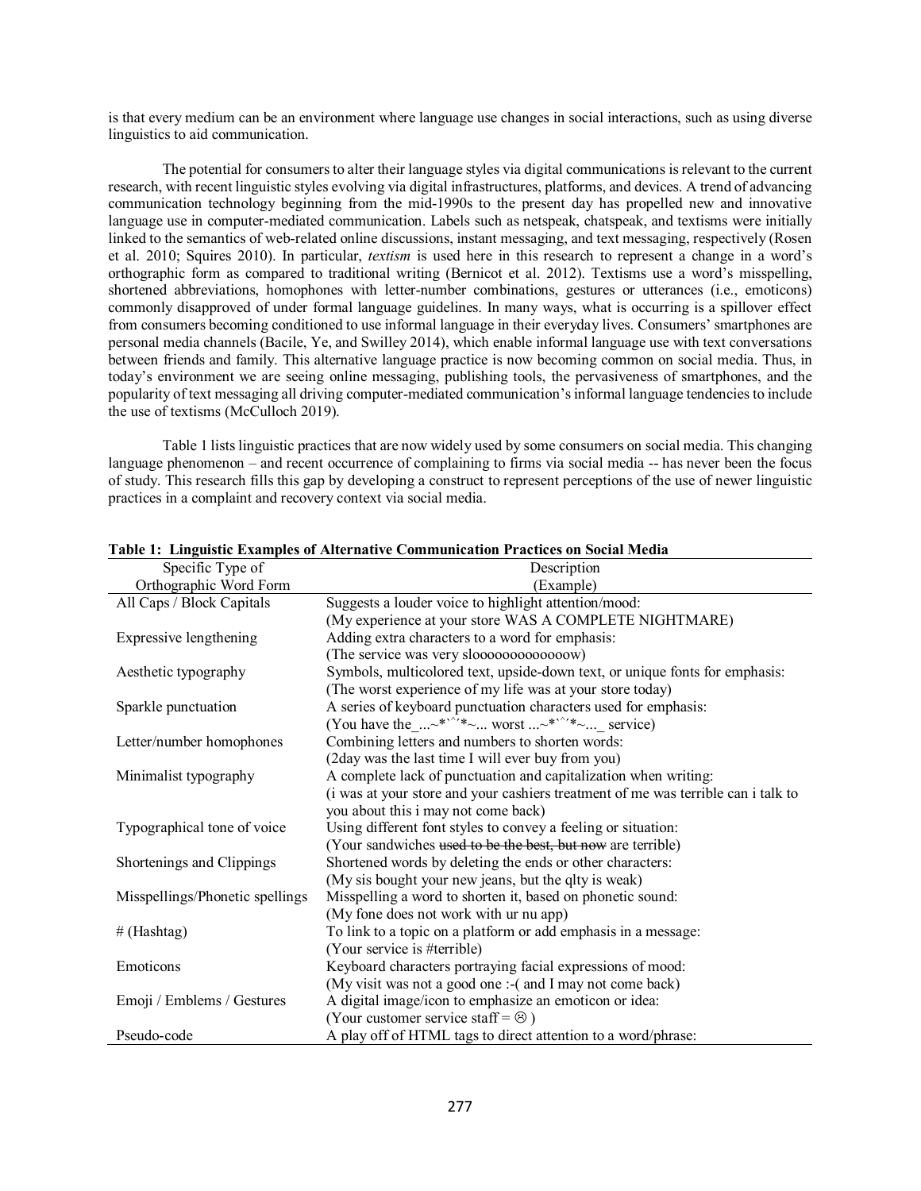is that every medium can be an environment where language use changes in social interactions, such as using diverse linguistics to aid communication.

The potential for consumers to alter their language styles via digital communications is relevant to the current research, with recent linguistic styles evolving via digital infrastructures, platforms, and devices. A trend of advancing communication technology beginning from the mid-1990s to the present day has propelled new and innovative language use in computer-mediated communication. Labels such as netspeak, chatspeak, and textisms were initially linked to the semantics of web-related online discussions, instant messaging, and text messaging, respectively (Rosen et al. 2010; Squires 2010). In particular, *textism* is used here in this research to represent a change in a word's orthographic form as compared to traditional writing (Bernicot et al. 2012). Textisms use a word's misspelling, shortened abbreviations, homophones with letter-number combinations, gestures or utterances (i.e., emoticons) commonly disapproved of under formal language guidelines. In many ways, what is occurring is a spillover effect from consumers becoming conditioned to use informal language in their everyday lives. Consumers' smartphones are personal media channels (Bacile, Ye, and Swilley 2014), which enable informal language use with text conversations between friends and family. This alternative language practice is now becoming common on social media. Thus, in today's environment we are seeing online messaging, publishing tools, the pervasiveness of smartphones, and the popularity of text messaging all driving computer-mediated communication's informal language tendencies to include the use of textisms (McCulloch 2019).

Table 1 lists linguistic practices that are now widely used by some consumers on social media. This changing language phenomenon – and recent occurrence of complaining to firms via social media -- has never been the focus of study. This research fills this gap by developing a construct to represent perceptions of the use of newer linguistic practices in a complaint and recovery context via social media.

**Table 1: Linguistic Examples of Alternative Communication Practices on Social Media**

| Specific Type of Orthographic Word Form | Description (Example) |
|---|---|
| All Caps / Block Capitals | Suggests a louder voice to highlight attention/mood: (My experience at your store WAS A COMPLETE NIGHTMARE) |
| Expressive lengthening | Adding extra characters to a word for emphasis: (The service was very slooooooooooooow) |
| Aesthetic typography | Symbols, multicolored text, upside-down text, or unique fonts for emphasis: (The worst experience of my life was at your store today) |
| Sparkle punctuation | A series of keyboard punctuation characters used for emphasis: (You have the_...~*`^'*~... worst ...~*`^'*~..._ service) |
| Letter/number homophones | Combining letters and numbers to shorten words: (2day was the last time I will ever buy from you) |
| Minimalist typography | A complete lack of punctuation and capitalization when writing: (i was at your store and your cashiers treatment of me was terrible can i talk to you about this i may not come back) |
| Typographical tone of voice | Using different font styles to convey a feeling or situation: (Your sandwiches ~~used to be the best, but now~~ are terrible) |
| Shortenings and Clippings | Shortened words by deleting the ends or other characters: (My sis bought your new jeans, but the qlty is weak) |
| Misspellings/Phonetic spellings | Misspelling a word to shorten it, based on phonetic sound: (My fone does not work with ur nu app) |
| # (Hashtag) | To link to a topic on a platform or add emphasis in a message: (Your service is #terrible) |
| Emoticons | Keyboard characters portraying facial expressions of mood: (My visit was not a good one :-( and I may not come back) |
| Emoji / Emblems / Gestures | A digital image/icon to emphasize an emoticon or idea: (Your customer service staff = ☹ ) |
| Pseudo-code | A play off of HTML tags to direct attention to a word/phrase: |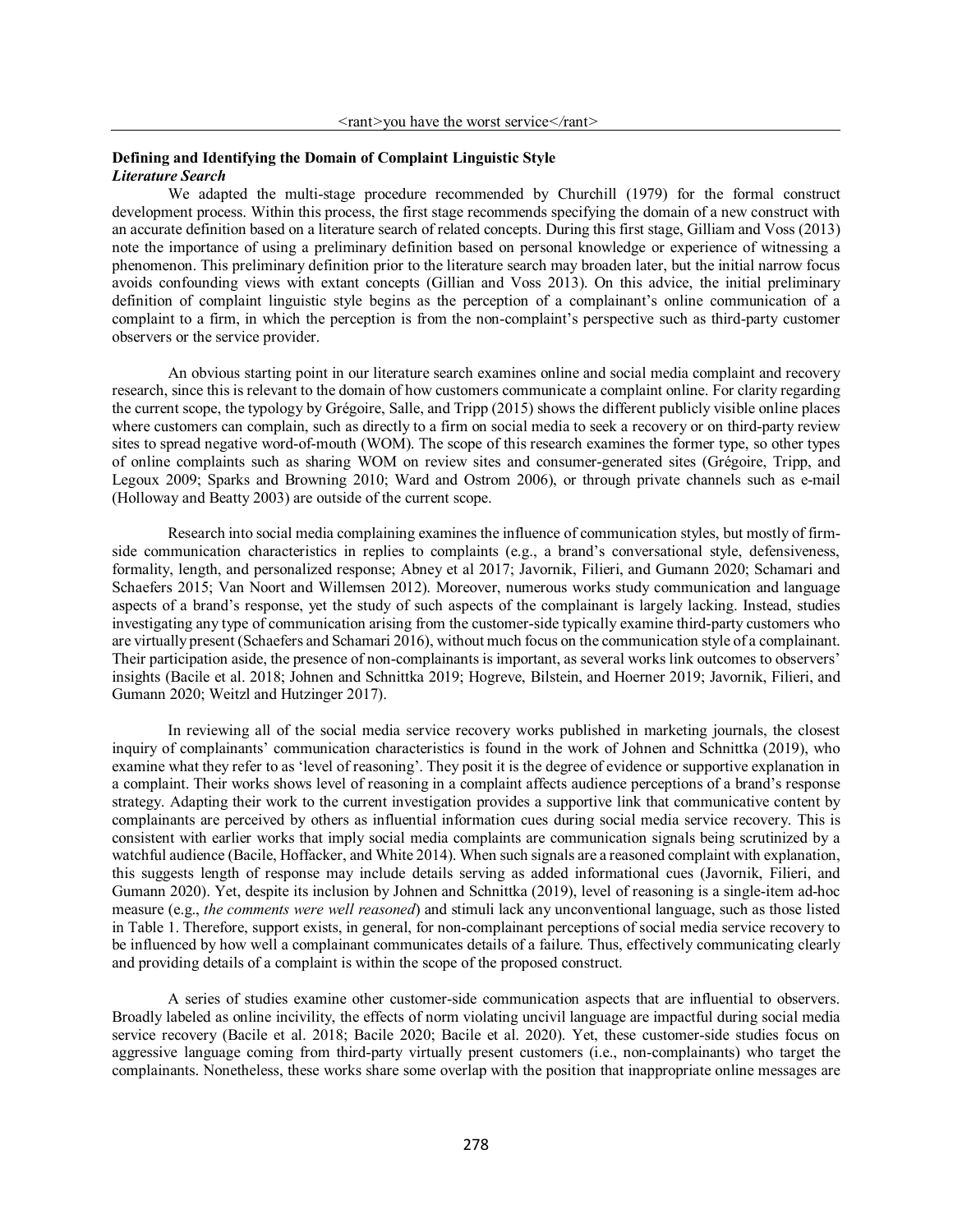## Defining and Identifying the Domain of Complaint Linguistic Style

### *Literature Search*

We adapted the multi-stage procedure recommended by Churchill (1979) for the formal construct development process. Within this process, the first stage recommends specifying the domain of a new construct with an accurate definition based on a literature search of related concepts. During this first stage, Gilliam and Voss (2013) note the importance of using a preliminary definition based on personal knowledge or experience of witnessing a phenomenon. This preliminary definition prior to the literature search may broaden later, but the initial narrow focus avoids confounding views with extant concepts (Gillian and Voss 2013). On this advice, the initial preliminary definition of complaint linguistic style begins as the perception of a complainant's online communication of a complaint to a firm, in which the perception is from the non-complaint's perspective such as third-party customer observers or the service provider.

An obvious starting point in our literature search examines online and social media complaint and recovery research, since this is relevant to the domain of how customers communicate a complaint online. For clarity regarding the current scope, the typology by Grégoire, Salle, and Tripp (2015) shows the different publicly visible online places where customers can complain, such as directly to a firm on social media to seek a recovery or on third-party review sites to spread negative word-of-mouth (WOM). The scope of this research examines the former type, so other types of online complaints such as sharing WOM on review sites and consumer-generated sites (Grégoire, Tripp, and Legoux 2009; Sparks and Browning 2010; Ward and Ostrom 2006), or through private channels such as e-mail (Holloway and Beatty 2003) are outside of the current scope.

Research into social media complaining examines the influence of communication styles, but mostly of firm-side communication characteristics in replies to complaints (e.g., a brand's conversational style, defensiveness, formality, length, and personalized response; Abney et al 2017; Javornik, Filieri, and Gumann 2020; Schamari and Schaefers 2015; Van Noort and Willemsen 2012). Moreover, numerous works study communication and language aspects of a brand's response, yet the study of such aspects of the complainant is largely lacking. Instead, studies investigating any type of communication arising from the customer-side typically examine third-party customers who are virtually present (Schaefers and Schamari 2016), without much focus on the communication style of a complainant. Their participation aside, the presence of non-complainants is important, as several works link outcomes to observers' insights (Bacile et al. 2018; Johnen and Schnittka 2019; Hogreve, Bilstein, and Hoerner 2019; Javornik, Filieri, and Gumann 2020; Weitzl and Hutzinger 2017).

In reviewing all of the social media service recovery works published in marketing journals, the closest inquiry of complainants' communication characteristics is found in the work of Johnen and Schnittka (2019), who examine what they refer to as 'level of reasoning'. They posit it is the degree of evidence or supportive explanation in a complaint. Their works shows level of reasoning in a complaint affects audience perceptions of a brand's response strategy. Adapting their work to the current investigation provides a supportive link that communicative content by complainants are perceived by others as influential information cues during social media service recovery. This is consistent with earlier works that imply social media complaints are communication signals being scrutinized by a watchful audience (Bacile, Hoffacker, and White 2014). When such signals are a reasoned complaint with explanation, this suggests length of response may include details serving as added informational cues (Javornik, Filieri, and Gumann 2020). Yet, despite its inclusion by Johnen and Schnittka (2019), level of reasoning is a single-item ad-hoc measure (e.g., *the comments were well reasoned*) and stimuli lack any unconventional language, such as those listed in Table 1. Therefore, support exists, in general, for non-complainant perceptions of social media service recovery to be influenced by how well a complainant communicates details of a failure. Thus, effectively communicating clearly and providing details of a complaint is within the scope of the proposed construct.

A series of studies examine other customer-side communication aspects that are influential to observers. Broadly labeled as online incivility, the effects of norm violating uncivil language are impactful during social media service recovery (Bacile et al. 2018; Bacile 2020; Bacile et al. 2020). Yet, these customer-side studies focus on aggressive language coming from third-party virtually present customers (i.e., non-complainants) who target the complainants. Nonetheless, these works share some overlap with the position that inappropriate online messages are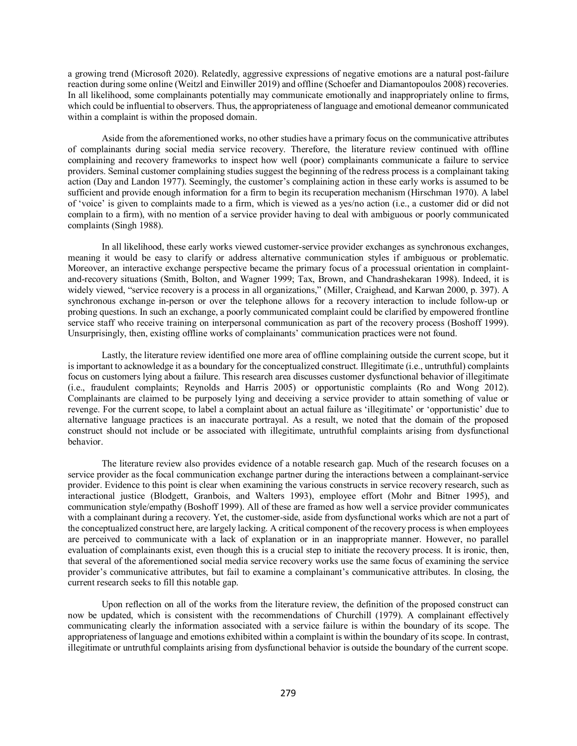a growing trend (Microsoft 2020). Relatedly, aggressive expressions of negative emotions are a natural post-failure reaction during some online (Weitzl and Einwiller 2019) and offline (Schoefer and Diamantopoulos 2008) recoveries. In all likelihood, some complainants potentially may communicate emotionally and inappropriately online to firms, which could be influential to observers. Thus, the appropriateness of language and emotional demeanor communicated within a complaint is within the proposed domain.

Aside from the aforementioned works, no other studies have a primary focus on the communicative attributes of complainants during social media service recovery. Therefore, the literature review continued with offline complaining and recovery frameworks to inspect how well (poor) complainants communicate a failure to service providers. Seminal customer complaining studies suggest the beginning of the redress process is a complainant taking action (Day and Landon 1977). Seemingly, the customer's complaining action in these early works is assumed to be sufficient and provide enough information for a firm to begin its recuperation mechanism (Hirschman 1970). A label of 'voice' is given to complaints made to a firm, which is viewed as a yes/no action (i.e., a customer did or did not complain to a firm), with no mention of a service provider having to deal with ambiguous or poorly communicated complaints (Singh 1988).

In all likelihood, these early works viewed customer-service provider exchanges as synchronous exchanges, meaning it would be easy to clarify or address alternative communication styles if ambiguous or problematic. Moreover, an interactive exchange perspective became the primary focus of a processual orientation in complaint-and-recovery situations (Smith, Bolton, and Wagner 1999; Tax, Brown, and Chandrashekaran 1998). Indeed, it is widely viewed, "service recovery is a process in all organizations," (Miller, Craighead, and Karwan 2000, p. 397). A synchronous exchange in-person or over the telephone allows for a recovery interaction to include follow-up or probing questions. In such an exchange, a poorly communicated complaint could be clarified by empowered frontline service staff who receive training on interpersonal communication as part of the recovery process (Boshoff 1999). Unsurprisingly, then, existing offline works of complainants' communication practices were not found.

Lastly, the literature review identified one more area of offline complaining outside the current scope, but it is important to acknowledge it as a boundary for the conceptualized construct. Illegitimate (i.e., untruthful) complaints focus on customers lying about a failure. This research area discusses customer dysfunctional behavior of illegitimate (i.e., fraudulent complaints; Reynolds and Harris 2005) or opportunistic complaints (Ro and Wong 2012). Complainants are claimed to be purposely lying and deceiving a service provider to attain something of value or revenge. For the current scope, to label a complaint about an actual failure as 'illegitimate' or 'opportunistic' due to alternative language practices is an inaccurate portrayal. As a result, we noted that the domain of the proposed construct should not include or be associated with illegitimate, untruthful complaints arising from dysfunctional behavior.

The literature review also provides evidence of a notable research gap. Much of the research focuses on a service provider as the focal communication exchange partner during the interactions between a complainant-service provider. Evidence to this point is clear when examining the various constructs in service recovery research, such as interactional justice (Blodgett, Granbois, and Walters 1993), employee effort (Mohr and Bitner 1995), and communication style/empathy (Boshoff 1999). All of these are framed as how well a service provider communicates with a complainant during a recovery. Yet, the customer-side, aside from dysfunctional works which are not a part of the conceptualized construct here, are largely lacking. A critical component of the recovery process is when employees are perceived to communicate with a lack of explanation or in an inappropriate manner. However, no parallel evaluation of complainants exist, even though this is a crucial step to initiate the recovery process. It is ironic, then, that several of the aforementioned social media service recovery works use the same focus of examining the service provider's communicative attributes, but fail to examine a complainant's communicative attributes. In closing, the current research seeks to fill this notable gap.

Upon reflection on all of the works from the literature review, the definition of the proposed construct can now be updated, which is consistent with the recommendations of Churchill (1979). A complainant effectively communicating clearly the information associated with a service failure is within the boundary of its scope. The appropriateness of language and emotions exhibited within a complaint is within the boundary of its scope. In contrast, illegitimate or untruthful complaints arising from dysfunctional behavior is outside the boundary of the current scope.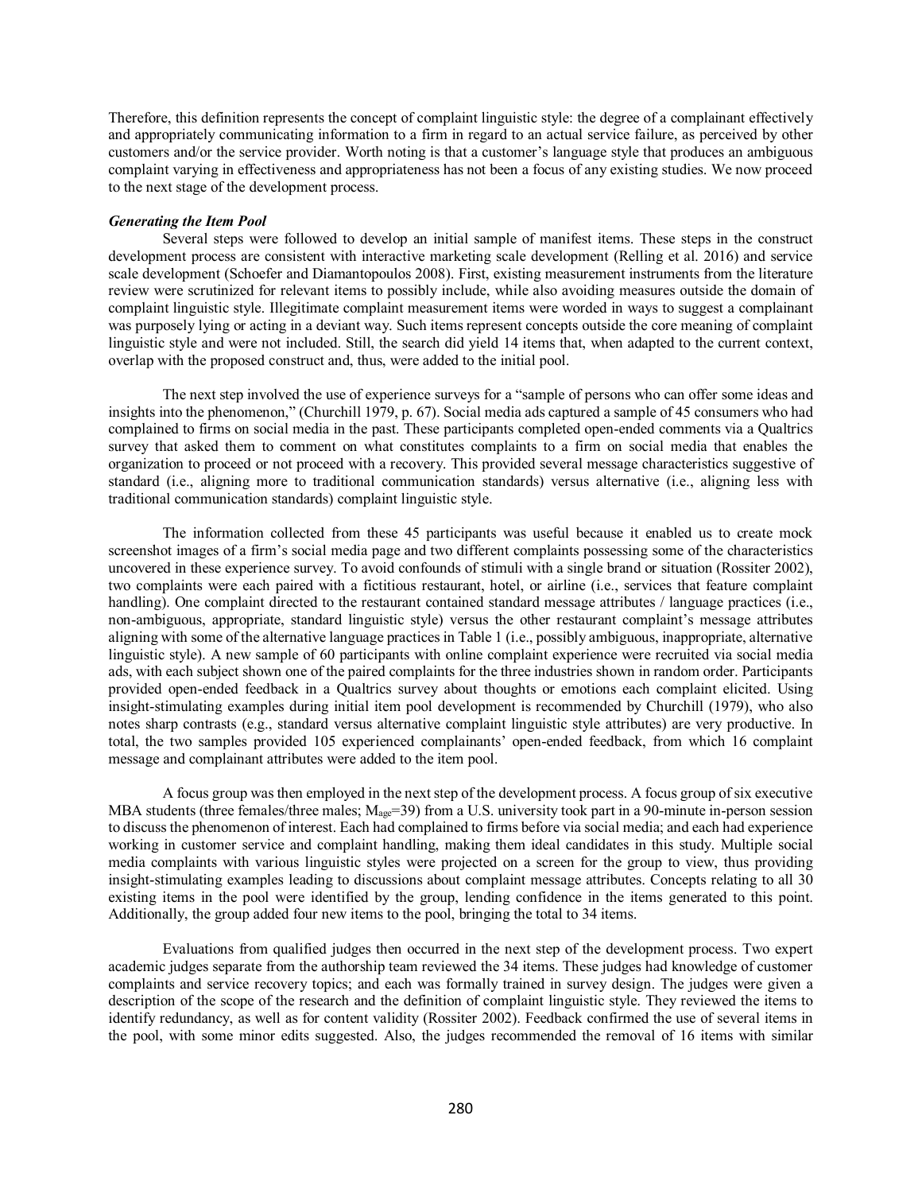Therefore, this definition represents the concept of complaint linguistic style: the degree of a complainant effectively and appropriately communicating information to a firm in regard to an actual service failure, as perceived by other customers and/or the service provider. Worth noting is that a customer's language style that produces an ambiguous complaint varying in effectiveness and appropriateness has not been a focus of any existing studies. We now proceed to the next stage of the development process.

***Generating the Item Pool***

Several steps were followed to develop an initial sample of manifest items. These steps in the construct development process are consistent with interactive marketing scale development (Relling et al. 2016) and service scale development (Schoefer and Diamantopoulos 2008). First, existing measurement instruments from the literature review were scrutinized for relevant items to possibly include, while also avoiding measures outside the domain of complaint linguistic style. Illegitimate complaint measurement items were worded in ways to suggest a complainant was purposely lying or acting in a deviant way. Such items represent concepts outside the core meaning of complaint linguistic style and were not included. Still, the search did yield 14 items that, when adapted to the current context, overlap with the proposed construct and, thus, were added to the initial pool.

The next step involved the use of experience surveys for a "sample of persons who can offer some ideas and insights into the phenomenon," (Churchill 1979, p. 67). Social media ads captured a sample of 45 consumers who had complained to firms on social media in the past. These participants completed open-ended comments via a Qualtrics survey that asked them to comment on what constitutes complaints to a firm on social media that enables the organization to proceed or not proceed with a recovery. This provided several message characteristics suggestive of standard (i.e., aligning more to traditional communication standards) versus alternative (i.e., aligning less with traditional communication standards) complaint linguistic style.

The information collected from these 45 participants was useful because it enabled us to create mock screenshot images of a firm's social media page and two different complaints possessing some of the characteristics uncovered in these experience survey. To avoid confounds of stimuli with a single brand or situation (Rossiter 2002), two complaints were each paired with a fictitious restaurant, hotel, or airline (i.e., services that feature complaint handling). One complaint directed to the restaurant contained standard message attributes / language practices (i.e., non-ambiguous, appropriate, standard linguistic style) versus the other restaurant complaint's message attributes aligning with some of the alternative language practices in Table 1 (i.e., possibly ambiguous, inappropriate, alternative linguistic style). A new sample of 60 participants with online complaint experience were recruited via social media ads, with each subject shown one of the paired complaints for the three industries shown in random order. Participants provided open-ended feedback in a Qualtrics survey about thoughts or emotions each complaint elicited. Using insight-stimulating examples during initial item pool development is recommended by Churchill (1979), who also notes sharp contrasts (e.g., standard versus alternative complaint linguistic style attributes) are very productive. In total, the two samples provided 105 experienced complainants' open-ended feedback, from which 16 complaint message and complainant attributes were added to the item pool.

A focus group was then employed in the next step of the development process. A focus group of six executive MBA students (three females/three males; $M_{age}$=39) from a U.S. university took part in a 90-minute in-person session to discuss the phenomenon of interest. Each had complained to firms before via social media; and each had experience working in customer service and complaint handling, making them ideal candidates in this study. Multiple social media complaints with various linguistic styles were projected on a screen for the group to view, thus providing insight-stimulating examples leading to discussions about complaint message attributes. Concepts relating to all 30 existing items in the pool were identified by the group, lending confidence in the items generated to this point. Additionally, the group added four new items to the pool, bringing the total to 34 items.

Evaluations from qualified judges then occurred in the next step of the development process. Two expert academic judges separate from the authorship team reviewed the 34 items. These judges had knowledge of customer complaints and service recovery topics; and each was formally trained in survey design. The judges were given a description of the scope of the research and the definition of complaint linguistic style. They reviewed the items to identify redundancy, as well as for content validity (Rossiter 2002). Feedback confirmed the use of several items in the pool, with some minor edits suggested. Also, the judges recommended the removal of 16 items with similar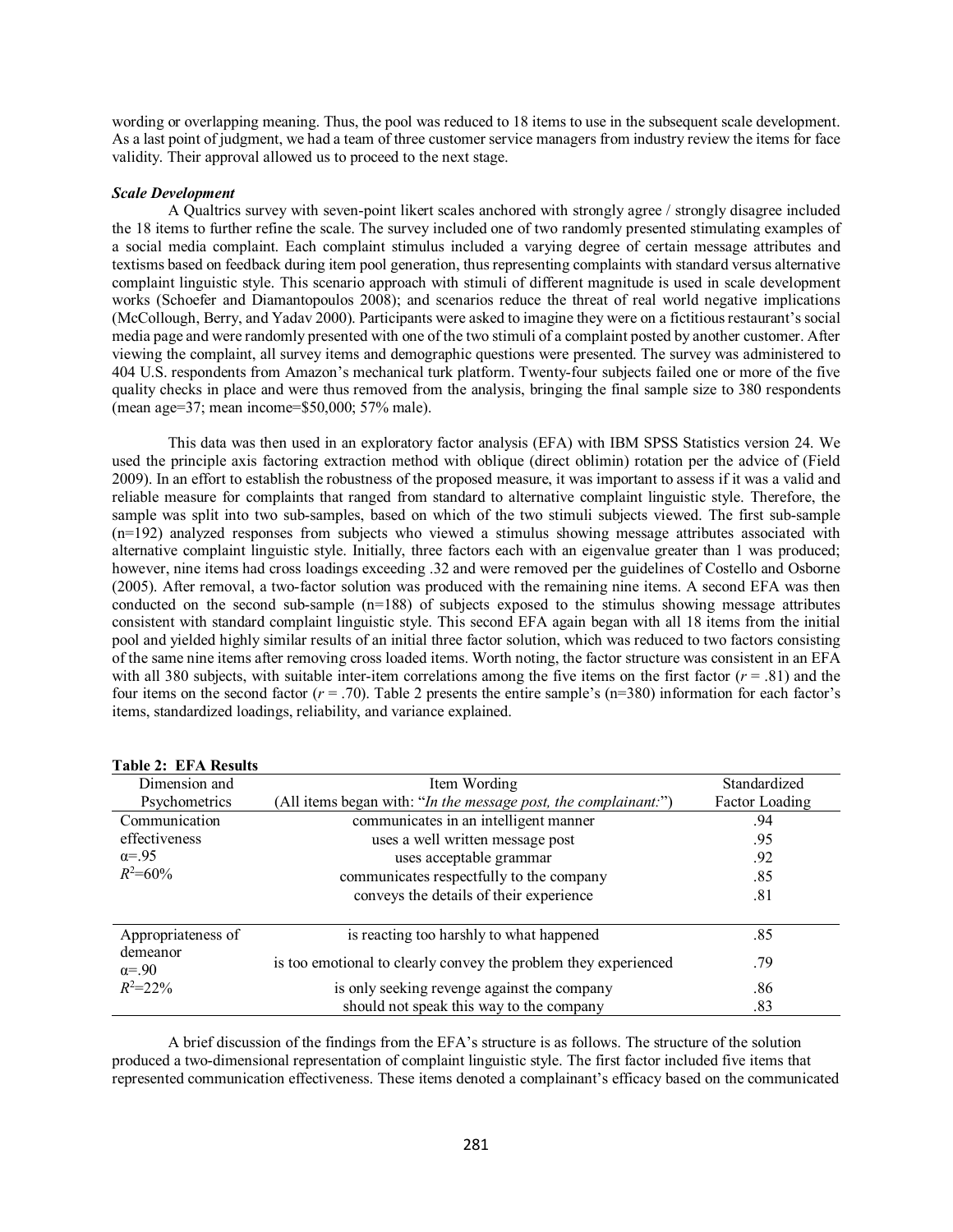wording or overlapping meaning. Thus, the pool was reduced to 18 items to use in the subsequent scale development. As a last point of judgment, we had a team of three customer service managers from industry review the items for face validity. Their approval allowed us to proceed to the next stage.

***Scale Development***

A Qualtrics survey with seven-point likert scales anchored with strongly agree / strongly disagree included the 18 items to further refine the scale. The survey included one of two randomly presented stimulating examples of a social media complaint. Each complaint stimulus included a varying degree of certain message attributes and textisms based on feedback during item pool generation, thus representing complaints with standard versus alternative complaint linguistic style. This scenario approach with stimuli of different magnitude is used in scale development works (Schoefer and Diamantopoulos 2008); and scenarios reduce the threat of real world negative implications (McCollough, Berry, and Yadav 2000). Participants were asked to imagine they were on a fictitious restaurant's social media page and were randomly presented with one of the two stimuli of a complaint posted by another customer. After viewing the complaint, all survey items and demographic questions were presented. The survey was administered to 404 U.S. respondents from Amazon's mechanical turk platform. Twenty-four subjects failed one or more of the five quality checks in place and were thus removed from the analysis, bringing the final sample size to 380 respondents (mean age=37; mean income=$50,000; 57% male).

This data was then used in an exploratory factor analysis (EFA) with IBM SPSS Statistics version 24. We used the principle axis factoring extraction method with oblique (direct oblimin) rotation per the advice of (Field 2009). In an effort to establish the robustness of the proposed measure, it was important to assess if it was a valid and reliable measure for complaints that ranged from standard to alternative complaint linguistic style. Therefore, the sample was split into two sub-samples, based on which of the two stimuli subjects viewed. The first sub-sample (n=192) analyzed responses from subjects who viewed a stimulus showing message attributes associated with alternative complaint linguistic style. Initially, three factors each with an eigenvalue greater than 1 was produced; however, nine items had cross loadings exceeding .32 and were removed per the guidelines of Costello and Osborne (2005). After removal, a two-factor solution was produced with the remaining nine items. A second EFA was then conducted on the second sub-sample (n=188) of subjects exposed to the stimulus showing message attributes consistent with standard complaint linguistic style. This second EFA again began with all 18 items from the initial pool and yielded highly similar results of an initial three factor solution, which was reduced to two factors consisting of the same nine items after removing cross loaded items. Worth noting, the factor structure was consistent in an EFA with all 380 subjects, with suitable inter-item correlations among the five items on the first factor ($r$ = .81) and the four items on the second factor ($r$ = .70). Table 2 presents the entire sample's (n=380) information for each factor's items, standardized loadings, reliability, and variance explained.

**Table 2: EFA Results**

| Dimension and Psychometrics | Item Wording (All items began with: "*In the message post, the complainant:*") | Standardized Factor Loading |
|---|---|---|
| Communication effectiveness | communicates in an intelligent manner | .94 |
| α=.95 | uses a well written message post | .95 |
| $R^2$=60% | uses acceptable grammar | .92 |
| | communicates respectfully to the company | .85 |
| | conveys the details of their experience | .81 |
| Appropriateness of demeanor | is reacting too harshly to what happened | .85 |
| α=.90 | is too emotional to clearly convey the problem they experienced | .79 |
| $R^2$=22% | is only seeking revenge against the company | .86 |
| | should not speak this way to the company | .83 |

A brief discussion of the findings from the EFA's structure is as follows. The structure of the solution produced a two-dimensional representation of complaint linguistic style. The first factor included five items that represented communication effectiveness. These items denoted a complainant's efficacy based on the communicated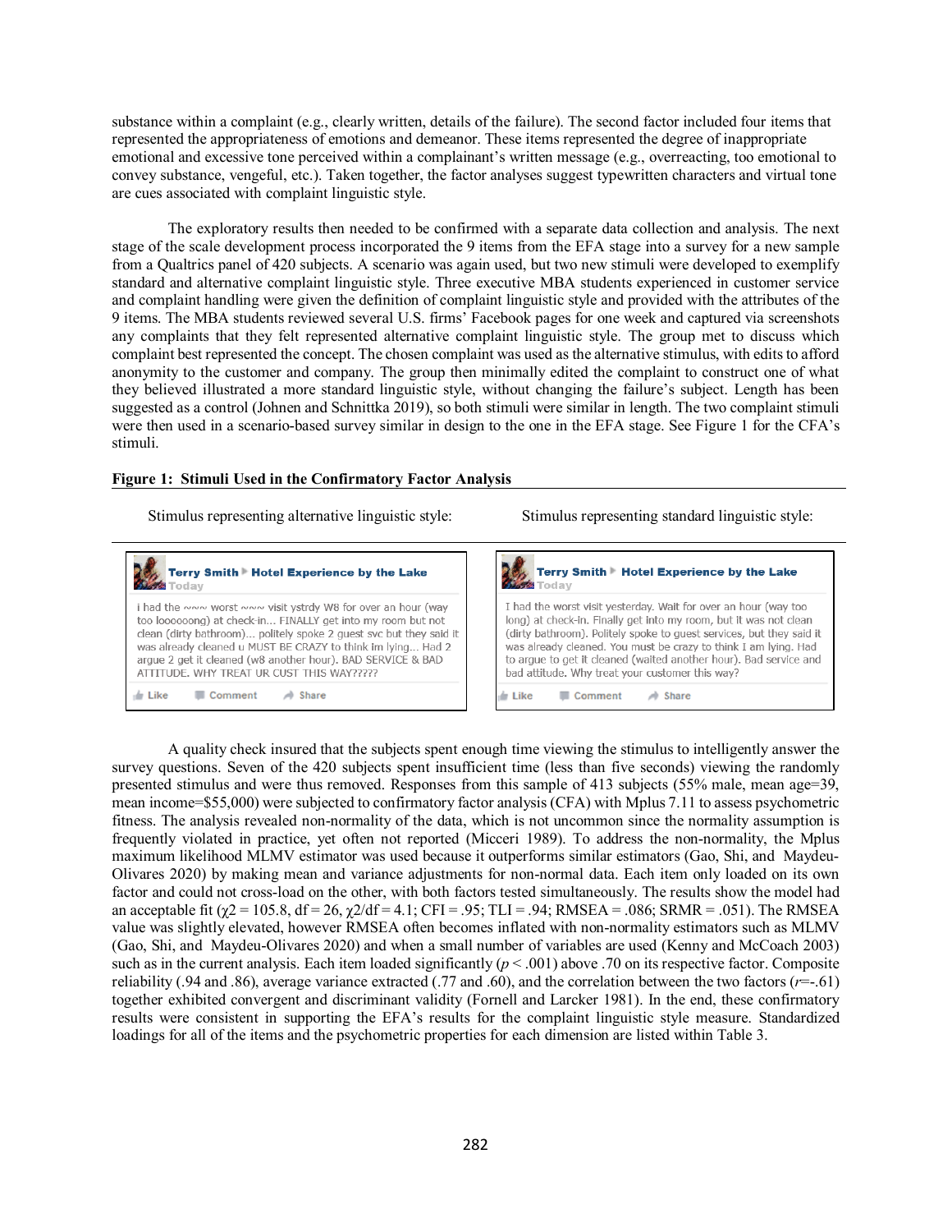substance within a complaint (e.g., clearly written, details of the failure). The second factor included four items that represented the appropriateness of emotions and demeanor. These items represented the degree of inappropriate emotional and excessive tone perceived within a complainant's written message (e.g., overreacting, too emotional to convey substance, vengeful, etc.). Taken together, the factor analyses suggest typewritten characters and virtual tone are cues associated with complaint linguistic style.

The exploratory results then needed to be confirmed with a separate data collection and analysis. The next stage of the scale development process incorporated the 9 items from the EFA stage into a survey for a new sample from a Qualtrics panel of 420 subjects. A scenario was again used, but two new stimuli were developed to exemplify standard and alternative complaint linguistic style. Three executive MBA students experienced in customer service and complaint handling were given the definition of complaint linguistic style and provided with the attributes of the 9 items. The MBA students reviewed several U.S. firms' Facebook pages for one week and captured via screenshots any complaints that they felt represented alternative complaint linguistic style. The group met to discuss which complaint best represented the concept. The chosen complaint was used as the alternative stimulus, with edits to afford anonymity to the customer and company. The group then minimally edited the complaint to construct one of what they believed illustrated a more standard linguistic style, without changing the failure's subject. Length has been suggested as a control (Johnen and Schnittka 2019), so both stimuli were similar in length. The two complaint stimuli were then used in a scenario-based survey similar in design to the one in the EFA stage. See Figure 1 for the CFA's stimuli.

**Figure 1: Stimuli Used in the Confirmatory Factor Analysis**

| Stimulus representing alternative linguistic style: | Stimulus representing standard linguistic style: |
|---|---|
| **Terry Smith** ▸ **Hotel Experience by the Lake** Today<br>i had the ~~~ worst ~~~ visit ystrdy W8 for over an hour (way too loooooong) at check-in... FINALLY get into my room but not clean (dirty bathroom)... politely spoke 2 guest svc but they said it was already cleaned u MUST BE CRAZY to think im lying... Had 2 argue 2 get it cleaned (w8 another hour). BAD SERVICE & BAD ATTITUDE. WHY TREAT UR CUST THIS WAY?????<br>Like Comment Share | **Terry Smith** ▸ **Hotel Experience by the Lake** Today<br>I had the worst visit yesterday. Wait for over an hour (way too long) at check-in. Finally get into my room, but it was not clean (dirty bathroom). Politely spoke to guest services, but they said it was already cleaned. You must be crazy to think I am lying. Had to argue to get it cleaned (waited another hour). Bad service and bad attitude. Why treat your customer this way?<br>Like Comment Share |

A quality check insured that the subjects spent enough time viewing the stimulus to intelligently answer the survey questions. Seven of the 420 subjects spent insufficient time (less than five seconds) viewing the randomly presented stimulus and were thus removed. Responses from this sample of 413 subjects (55% male, mean age=39, mean income=$55,000) were subjected to confirmatory factor analysis (CFA) with Mplus 7.11 to assess psychometric fitness. The analysis revealed non-normality of the data, which is not uncommon since the normality assumption is frequently violated in practice, yet often not reported (Micceri 1989). To address the non-normality, the Mplus maximum likelihood MLMV estimator was used because it outperforms similar estimators (Gao, Shi, and Maydeu-Olivares 2020) by making mean and variance adjustments for non-normal data. Each item only loaded on its own factor and could not cross-load on the other, with both factors tested simultaneously. The results show the model had an acceptable fit ($\chi^2 = 105.8$, df = 26, $\chi^2$/df = 4.1; CFI = .95; TLI = .94; RMSEA = .086; SRMR = .051). The RMSEA value was slightly elevated, however RMSEA often becomes inflated with non-normality estimators such as MLMV (Gao, Shi, and Maydeu-Olivares 2020) and when a small number of variables are used (Kenny and McCoach 2003) such as in the current analysis. Each item loaded significantly ($p < .001$) above .70 on its respective factor. Composite reliability (.94 and .86), average variance extracted (.77 and .60), and the correlation between the two factors ($r$=-.61) together exhibited convergent and discriminant validity (Fornell and Larcker 1981). In the end, these confirmatory results were consistent in supporting the EFA's results for the complaint linguistic style measure. Standardized loadings for all of the items and the psychometric properties for each dimension are listed within Table 3.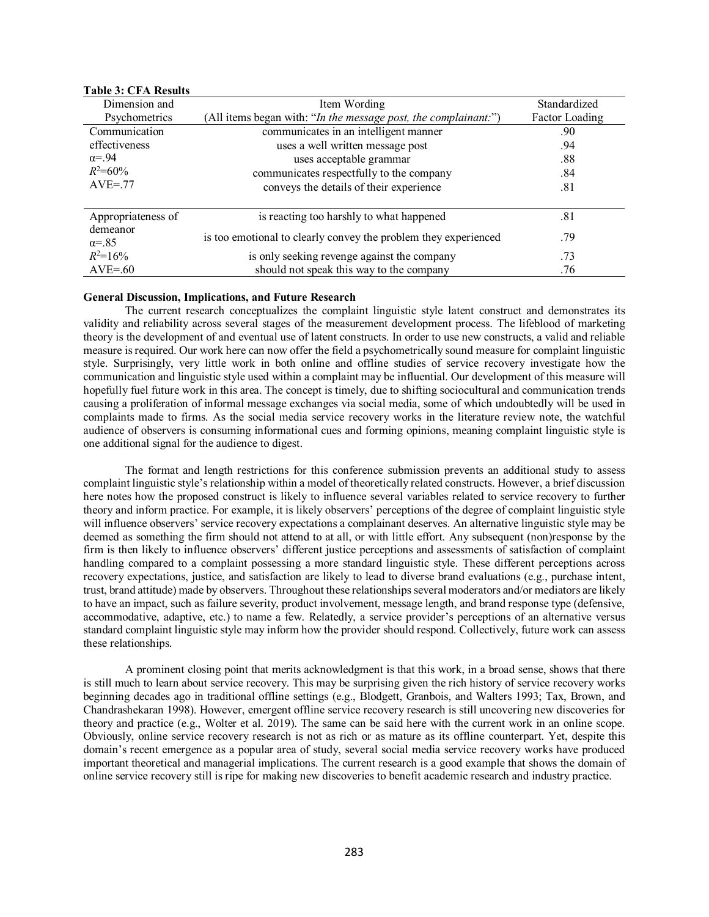**Table 3: CFA Results**

| Dimension and Psychometrics | Item Wording (All items began with: "*In the message post, the complainant:*") | Standardized Factor Loading |
|---|---|---|
| Communication effectiveness | communicates in an intelligent manner | .90 |
| α=.94 | uses a well written message post | .94 |
| $R^2$=60% | uses acceptable grammar | .88 |
| AVE=.77 | communicates respectfully to the company | .84 |
| | conveys the details of their experience | .81 |
| Appropriateness of demeanor | is reacting too harshly to what happened | .81 |
| α=.85 | is too emotional to clearly convey the problem they experienced | .79 |
| $R^2$=16% | is only seeking revenge against the company | .73 |
| AVE=.60 | should not speak this way to the company | .76 |

**General Discussion, Implications, and Future Research**

The current research conceptualizes the complaint linguistic style latent construct and demonstrates its validity and reliability across several stages of the measurement development process. The lifeblood of marketing theory is the development of and eventual use of latent constructs. In order to use new constructs, a valid and reliable measure is required. Our work here can now offer the field a psychometrically sound measure for complaint linguistic style. Surprisingly, very little work in both online and offline studies of service recovery investigate how the communication and linguistic style used within a complaint may be influential. Our development of this measure will hopefully fuel future work in this area. The concept is timely, due to shifting sociocultural and communication trends causing a proliferation of informal message exchanges via social media, some of which undoubtedly will be used in complaints made to firms. As the social media service recovery works in the literature review note, the watchful audience of observers is consuming informational cues and forming opinions, meaning complaint linguistic style is one additional signal for the audience to digest.

The format and length restrictions for this conference submission prevents an additional study to assess complaint linguistic style's relationship within a model of theoretically related constructs. However, a brief discussion here notes how the proposed construct is likely to influence several variables related to service recovery to further theory and inform practice. For example, it is likely observers' perceptions of the degree of complaint linguistic style will influence observers' service recovery expectations a complainant deserves. An alternative linguistic style may be deemed as something the firm should not attend to at all, or with little effort. Any subsequent (non)response by the firm is then likely to influence observers' different justice perceptions and assessments of satisfaction of complaint handling compared to a complaint possessing a more standard linguistic style. These different perceptions across recovery expectations, justice, and satisfaction are likely to lead to diverse brand evaluations (e.g., purchase intent, trust, brand attitude) made by observers. Throughout these relationships several moderators and/or mediators are likely to have an impact, such as failure severity, product involvement, message length, and brand response type (defensive, accommodative, adaptive, etc.) to name a few. Relatedly, a service provider's perceptions of an alternative versus standard complaint linguistic style may inform how the provider should respond. Collectively, future work can assess these relationships.

A prominent closing point that merits acknowledgment is that this work, in a broad sense, shows that there is still much to learn about service recovery. This may be surprising given the rich history of service recovery works beginning decades ago in traditional offline settings (e.g., Blodgett, Granbois, and Walters 1993; Tax, Brown, and Chandrashekaran 1998). However, emergent offline service recovery research is still uncovering new discoveries for theory and practice (e.g., Wolter et al. 2019). The same can be said here with the current work in an online scope. Obviously, online service recovery research is not as rich or as mature as its offline counterpart. Yet, despite this domain's recent emergence as a popular area of study, several social media service recovery works have produced important theoretical and managerial implications. The current research is a good example that shows the domain of online service recovery still is ripe for making new discoveries to benefit academic research and industry practice.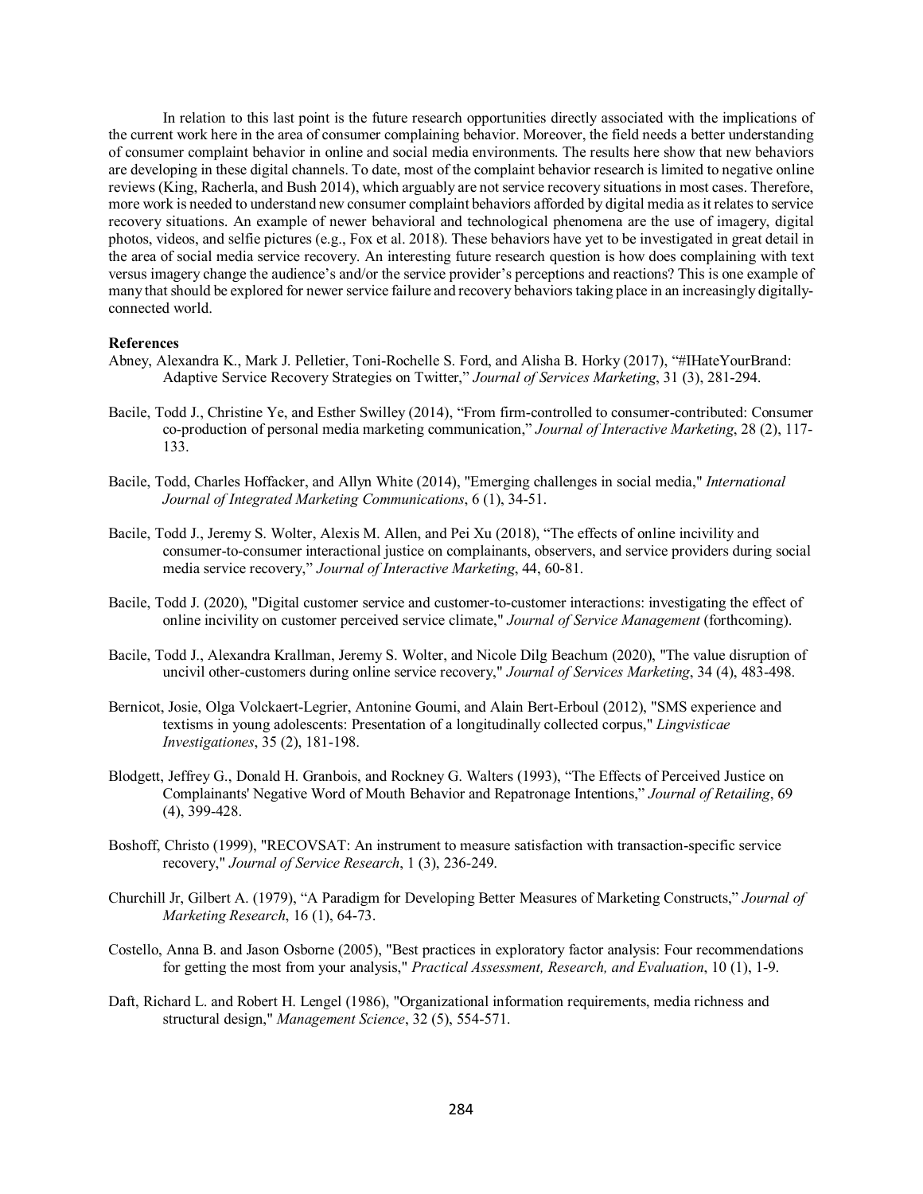In relation to this last point is the future research opportunities directly associated with the implications of the current work here in the area of consumer complaining behavior. Moreover, the field needs a better understanding of consumer complaint behavior in online and social media environments. The results here show that new behaviors are developing in these digital channels. To date, most of the complaint behavior research is limited to negative online reviews (King, Racherla, and Bush 2014), which arguably are not service recovery situations in most cases. Therefore, more work is needed to understand new consumer complaint behaviors afforded by digital media as it relates to service recovery situations. An example of newer behavioral and technological phenomena are the use of imagery, digital photos, videos, and selfie pictures (e.g., Fox et al. 2018). These behaviors have yet to be investigated in great detail in the area of social media service recovery. An interesting future research question is how does complaining with text versus imagery change the audience's and/or the service provider's perceptions and reactions? This is one example of many that should be explored for newer service failure and recovery behaviors taking place in an increasingly digitally-connected world.

**References**

Abney, Alexandra K., Mark J. Pelletier, Toni-Rochelle S. Ford, and Alisha B. Horky (2017), "#IHateYourBrand: Adaptive Service Recovery Strategies on Twitter," *Journal of Services Marketing*, 31 (3), 281-294.

Bacile, Todd J., Christine Ye, and Esther Swilley (2014), "From firm-controlled to consumer-contributed: Consumer co-production of personal media marketing communication," *Journal of Interactive Marketing*, 28 (2), 117-133.

Bacile, Todd, Charles Hoffacker, and Allyn White (2014), "Emerging challenges in social media," *International Journal of Integrated Marketing Communications*, 6 (1), 34-51.

Bacile, Todd J., Jeremy S. Wolter, Alexis M. Allen, and Pei Xu (2018), "The effects of online incivility and consumer-to-consumer interactional justice on complainants, observers, and service providers during social media service recovery," *Journal of Interactive Marketing*, 44, 60-81.

Bacile, Todd J. (2020), "Digital customer service and customer-to-customer interactions: investigating the effect of online incivility on customer perceived service climate," *Journal of Service Management* (forthcoming).

Bacile, Todd J., Alexandra Krallman, Jeremy S. Wolter, and Nicole Dilg Beachum (2020), "The value disruption of uncivil other-customers during online service recovery," *Journal of Services Marketing*, 34 (4), 483-498.

Bernicot, Josie, Olga Volckaert-Legrier, Antonine Goumi, and Alain Bert-Erboul (2012), "SMS experience and textisms in young adolescents: Presentation of a longitudinally collected corpus," *Lingvisticae Investigationes*, 35 (2), 181-198.

Blodgett, Jeffrey G., Donald H. Granbois, and Rockney G. Walters (1993), "The Effects of Perceived Justice on Complainants' Negative Word of Mouth Behavior and Repatronage Intentions," *Journal of Retailing*, 69 (4), 399-428.

Boshoff, Christo (1999), "RECOVSAT: An instrument to measure satisfaction with transaction-specific service recovery," *Journal of Service Research*, 1 (3), 236-249.

Churchill Jr, Gilbert A. (1979), "A Paradigm for Developing Better Measures of Marketing Constructs," *Journal of Marketing Research*, 16 (1), 64-73.

Costello, Anna B. and Jason Osborne (2005), "Best practices in exploratory factor analysis: Four recommendations for getting the most from your analysis," *Practical Assessment, Research, and Evaluation*, 10 (1), 1-9.

Daft, Richard L. and Robert H. Lengel (1986), "Organizational information requirements, media richness and structural design," *Management Science*, 32 (5), 554-571.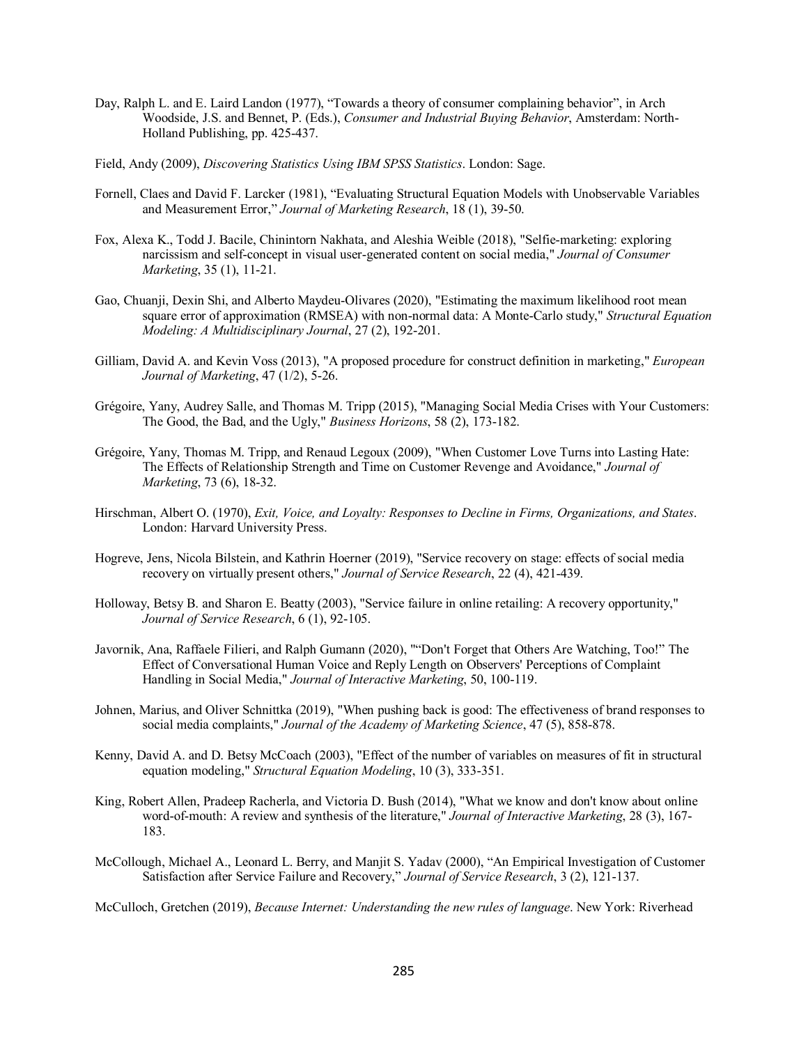Day, Ralph L. and E. Laird Landon (1977), “Towards a theory of consumer complaining behavior”, in Arch Woodside, J.S. and Bennet, P. (Eds.), *Consumer and Industrial Buying Behavior*, Amsterdam: North-Holland Publishing, pp. 425-437.

Field, Andy (2009), *Discovering Statistics Using IBM SPSS Statistics*. London: Sage.

Fornell, Claes and David F. Larcker (1981), “Evaluating Structural Equation Models with Unobservable Variables and Measurement Error,” *Journal of Marketing Research*, 18 (1), 39-50.

Fox, Alexa K., Todd J. Bacile, Chinintorn Nakhata, and Aleshia Weible (2018), "Selfie-marketing: exploring narcissism and self-concept in visual user-generated content on social media," *Journal of Consumer Marketing*, 35 (1), 11-21.

Gao, Chuanji, Dexin Shi, and Alberto Maydeu-Olivares (2020), "Estimating the maximum likelihood root mean square error of approximation (RMSEA) with non-normal data: A Monte-Carlo study," *Structural Equation Modeling: A Multidisciplinary Journal*, 27 (2), 192-201.

Gilliam, David A. and Kevin Voss (2013), "A proposed procedure for construct definition in marketing," *European Journal of Marketing*, 47 (1/2), 5-26.

Grégoire, Yany, Audrey Salle, and Thomas M. Tripp (2015), "Managing Social Media Crises with Your Customers: The Good, the Bad, and the Ugly," *Business Horizons*, 58 (2), 173-182.

Grégoire, Yany, Thomas M. Tripp, and Renaud Legoux (2009), "When Customer Love Turns into Lasting Hate: The Effects of Relationship Strength and Time on Customer Revenge and Avoidance," *Journal of Marketing*, 73 (6), 18-32.

Hirschman, Albert O. (1970), *Exit, Voice, and Loyalty: Responses to Decline in Firms, Organizations, and States*. London: Harvard University Press.

Hogreve, Jens, Nicola Bilstein, and Kathrin Hoerner (2019), "Service recovery on stage: effects of social media recovery on virtually present others," *Journal of Service Research*, 22 (4), 421-439.

Holloway, Betsy B. and Sharon E. Beatty (2003), "Service failure in online retailing: A recovery opportunity," *Journal of Service Research*, 6 (1), 92-105.

Javornik, Ana, Raffaele Filieri, and Ralph Gumann (2020), "“Don't Forget that Others Are Watching, Too!” The Effect of Conversational Human Voice and Reply Length on Observers' Perceptions of Complaint Handling in Social Media," *Journal of Interactive Marketing*, 50, 100-119.

Johnen, Marius, and Oliver Schnittka (2019), "When pushing back is good: The effectiveness of brand responses to social media complaints," *Journal of the Academy of Marketing Science*, 47 (5), 858-878.

Kenny, David A. and D. Betsy McCoach (2003), "Effect of the number of variables on measures of fit in structural equation modeling," *Structural Equation Modeling*, 10 (3), 333-351.

King, Robert Allen, Pradeep Racherla, and Victoria D. Bush (2014), "What we know and don't know about online word-of-mouth: A review and synthesis of the literature," *Journal of Interactive Marketing*, 28 (3), 167-183.

McCollough, Michael A., Leonard L. Berry, and Manjit S. Yadav (2000), “An Empirical Investigation of Customer Satisfaction after Service Failure and Recovery,” *Journal of Service Research*, 3 (2), 121-137.

McCulloch, Gretchen (2019), *Because Internet: Understanding the new rules of language*. New York: Riverhead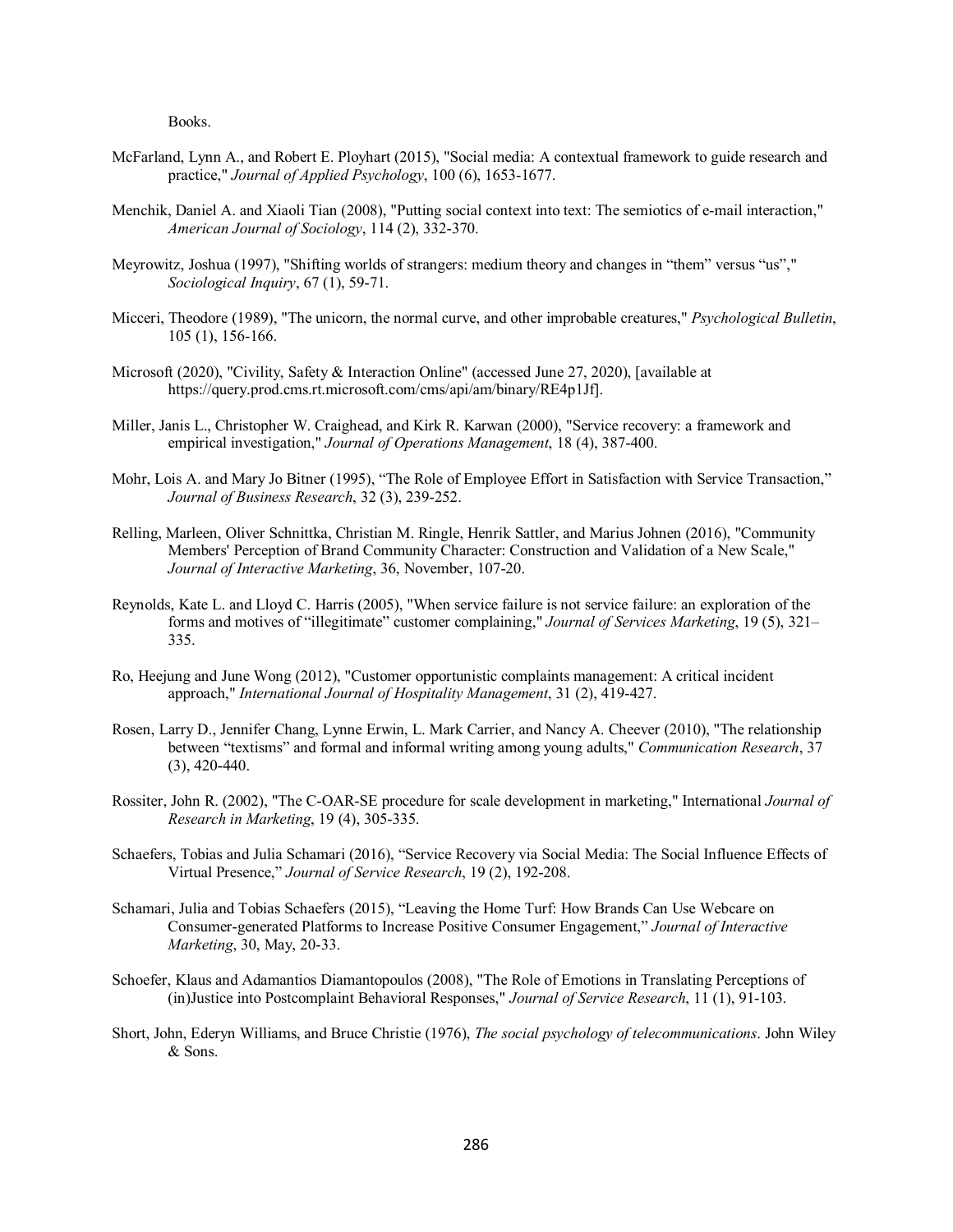Books.

McFarland, Lynn A., and Robert E. Ployhart (2015), "Social media: A contextual framework to guide research and practice," *Journal of Applied Psychology*, 100 (6), 1653-1677.

Menchik, Daniel A. and Xiaoli Tian (2008), "Putting social context into text: The semiotics of e-mail interaction," *American Journal of Sociology*, 114 (2), 332-370.

Meyrowitz, Joshua (1997), "Shifting worlds of strangers: medium theory and changes in "them" versus "us"," *Sociological Inquiry*, 67 (1), 59-71.

Micceri, Theodore (1989), "The unicorn, the normal curve, and other improbable creatures," *Psychological Bulletin*, 105 (1), 156-166.

Microsoft (2020), "Civility, Safety & Interaction Online" (accessed June 27, 2020), [available at https://query.prod.cms.rt.microsoft.com/cms/api/am/binary/RE4p1Jf].

Miller, Janis L., Christopher W. Craighead, and Kirk R. Karwan (2000), "Service recovery: a framework and empirical investigation," *Journal of Operations Management*, 18 (4), 387-400.

Mohr, Lois A. and Mary Jo Bitner (1995), "The Role of Employee Effort in Satisfaction with Service Transaction," *Journal of Business Research*, 32 (3), 239-252.

Relling, Marleen, Oliver Schnittka, Christian M. Ringle, Henrik Sattler, and Marius Johnen (2016), "Community Members' Perception of Brand Community Character: Construction and Validation of a New Scale," *Journal of Interactive Marketing*, 36, November, 107-20.

Reynolds, Kate L. and Lloyd C. Harris (2005), "When service failure is not service failure: an exploration of the forms and motives of "illegitimate" customer complaining," *Journal of Services Marketing*, 19 (5), 321–335.

Ro, Heejung and June Wong (2012), "Customer opportunistic complaints management: A critical incident approach," *International Journal of Hospitality Management*, 31 (2), 419-427.

Rosen, Larry D., Jennifer Chang, Lynne Erwin, L. Mark Carrier, and Nancy A. Cheever (2010), "The relationship between "textisms" and formal and informal writing among young adults," *Communication Research*, 37 (3), 420-440.

Rossiter, John R. (2002), "The C-OAR-SE procedure for scale development in marketing," International *Journal of Research in Marketing*, 19 (4), 305-335.

Schaefers, Tobias and Julia Schamari (2016), "Service Recovery via Social Media: The Social Influence Effects of Virtual Presence," *Journal of Service Research*, 19 (2), 192-208.

Schamari, Julia and Tobias Schaefers (2015), "Leaving the Home Turf: How Brands Can Use Webcare on Consumer-generated Platforms to Increase Positive Consumer Engagement," *Journal of Interactive Marketing*, 30, May, 20-33.

Schoefer, Klaus and Adamantios Diamantopoulos (2008), "The Role of Emotions in Translating Perceptions of (in)Justice into Postcomplaint Behavioral Responses," *Journal of Service Research*, 11 (1), 91-103.

Short, John, Ederyn Williams, and Bruce Christie (1976), *The social psychology of telecommunications*. John Wiley & Sons.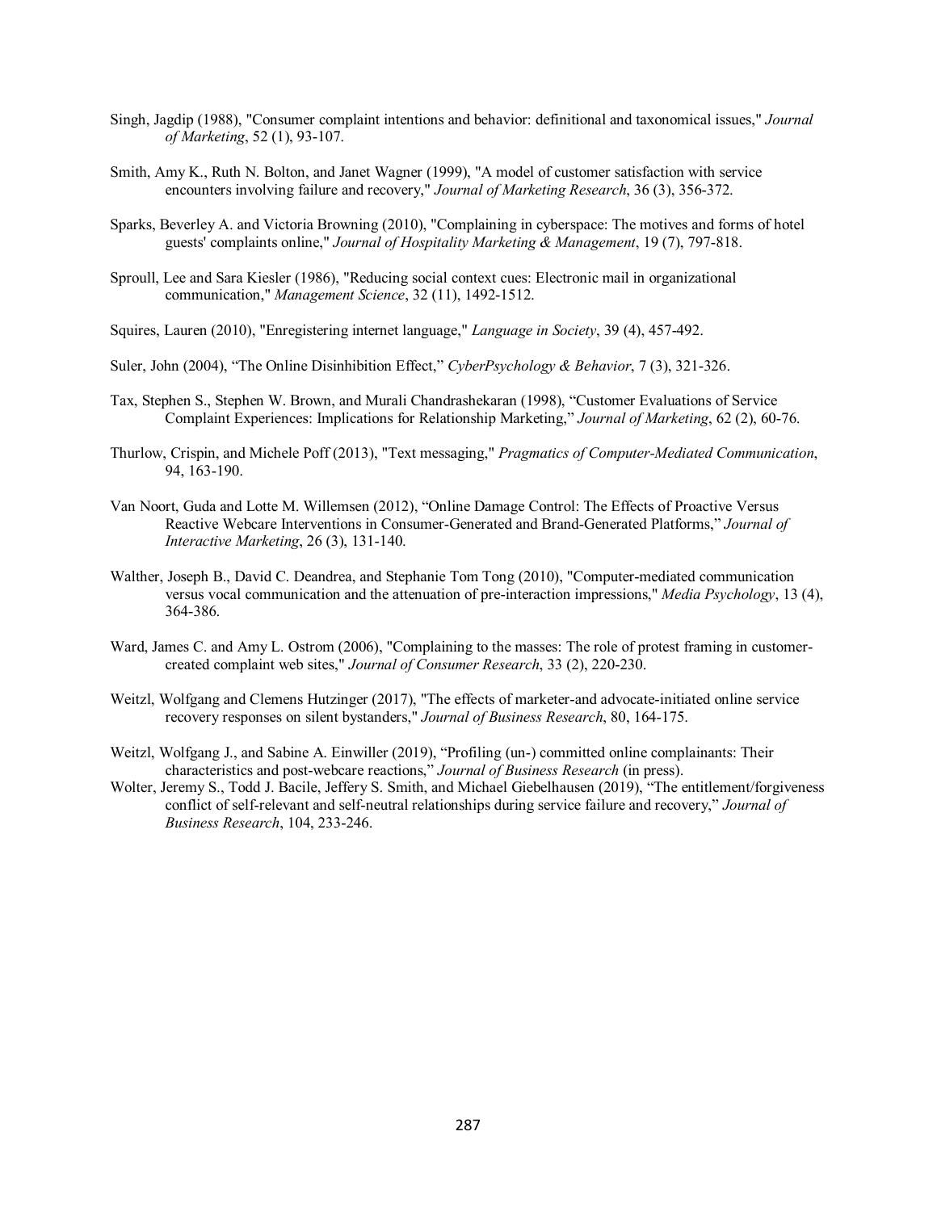Singh, Jagdip (1988), "Consumer complaint intentions and behavior: definitional and taxonomical issues," *Journal of Marketing*, 52 (1), 93-107.

Smith, Amy K., Ruth N. Bolton, and Janet Wagner (1999), "A model of customer satisfaction with service encounters involving failure and recovery," *Journal of Marketing Research*, 36 (3), 356-372.

Sparks, Beverley A. and Victoria Browning (2010), "Complaining in cyberspace: The motives and forms of hotel guests' complaints online," *Journal of Hospitality Marketing & Management*, 19 (7), 797-818.

Sproull, Lee and Sara Kiesler (1986), "Reducing social context cues: Electronic mail in organizational communication," *Management Science*, 32 (11), 1492-1512.

Squires, Lauren (2010), "Enregistering internet language," *Language in Society*, 39 (4), 457-492.

Suler, John (2004), "The Online Disinhibition Effect," *CyberPsychology & Behavior*, 7 (3), 321-326.

Tax, Stephen S., Stephen W. Brown, and Murali Chandrashekaran (1998), "Customer Evaluations of Service Complaint Experiences: Implications for Relationship Marketing," *Journal of Marketing*, 62 (2), 60-76.

Thurlow, Crispin, and Michele Poff (2013), "Text messaging," *Pragmatics of Computer-Mediated Communication*, 94, 163-190.

Van Noort, Guda and Lotte M. Willemsen (2012), "Online Damage Control: The Effects of Proactive Versus Reactive Webcare Interventions in Consumer-Generated and Brand-Generated Platforms," *Journal of Interactive Marketing*, 26 (3), 131-140.

Walther, Joseph B., David C. Deandrea, and Stephanie Tom Tong (2010), "Computer-mediated communication versus vocal communication and the attenuation of pre-interaction impressions," *Media Psychology*, 13 (4), 364-386.

Ward, James C. and Amy L. Ostrom (2006), "Complaining to the masses: The role of protest framing in customer-created complaint web sites," *Journal of Consumer Research*, 33 (2), 220-230.

Weitzl, Wolfgang and Clemens Hutzinger (2017), "The effects of marketer-and advocate-initiated online service recovery responses on silent bystanders," *Journal of Business Research*, 80, 164-175.

Weitzl, Wolfgang J., and Sabine A. Einwiller (2019), "Profiling (un-) committed online complainants: Their characteristics and post-webcare reactions," *Journal of Business Research* (in press).

Wolter, Jeremy S., Todd J. Bacile, Jeffery S. Smith, and Michael Giebelhausen (2019), "The entitlement/forgiveness conflict of self-relevant and self-neutral relationships during service failure and recovery," *Journal of Business Research*, 104, 233-246.